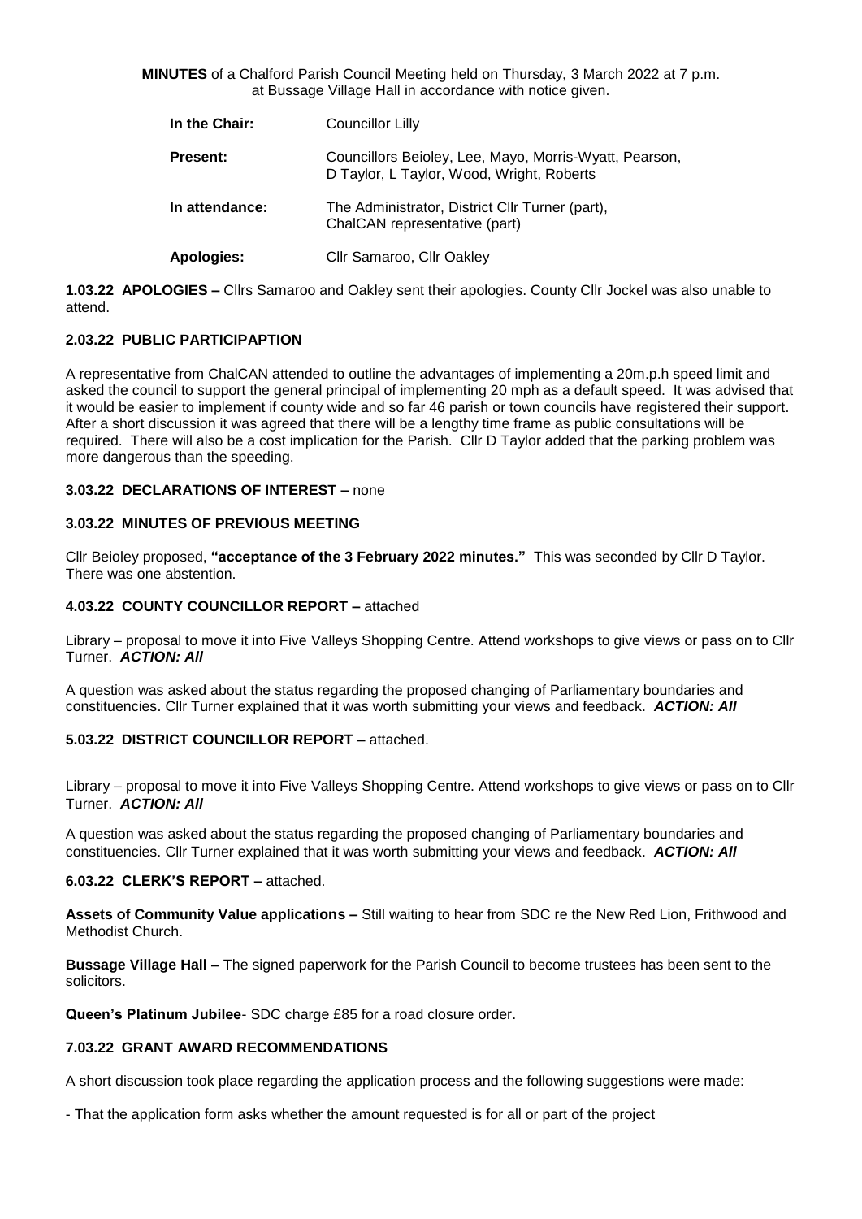**MINUTES** of a Chalford Parish Council Meeting held on Thursday, 3 March 2022 at 7 p.m. at Bussage Village Hall in accordance with notice given.

| | |
|---|---|
| **In the Chair:** | Councillor Lilly |
| **Present:** | Councillors Beioley, Lee, Mayo, Morris-Wyatt, Pearson, D Taylor, L Taylor, Wood, Wright, Roberts |
| **In attendance:** | The Administrator, District Cllr Turner (part), ChalCAN representative (part) |
| **Apologies:** | Cllr Samaroo, Cllr Oakley |

**1.03.22 APOLOGIES –** Cllrs Samaroo and Oakley sent their apologies. County Cllr Jockel was also unable to attend.

**2.03.22 PUBLIC PARTICIPAPTION**

A representative from ChalCAN attended to outline the advantages of implementing a 20m.p.h speed limit and asked the council to support the general principal of implementing 20 mph as a default speed. It was advised that it would be easier to implement if county wide and so far 46 parish or town councils have registered their support. After a short discussion it was agreed that there will be a lengthy time frame as public consultations will be required. There will also be a cost implication for the Parish. Cllr D Taylor added that the parking problem was more dangerous than the speeding.

**3.03.22 DECLARATIONS OF INTEREST –** none

**3.03.22 MINUTES OF PREVIOUS MEETING**

Cllr Beioley proposed, **"acceptance of the 3 February 2022 minutes."** This was seconded by Cllr D Taylor. There was one abstention.

**4.03.22 COUNTY COUNCILLOR REPORT –** attached

Library – proposal to move it into Five Valleys Shopping Centre. Attend workshops to give views or pass on to Cllr Turner. ***ACTION: All***

A question was asked about the status regarding the proposed changing of Parliamentary boundaries and constituencies. Cllr Turner explained that it was worth submitting your views and feedback. ***ACTION: All***

**5.03.22 DISTRICT COUNCILLOR REPORT –** attached.

Library – proposal to move it into Five Valleys Shopping Centre. Attend workshops to give views or pass on to Cllr Turner. ***ACTION: All***

A question was asked about the status regarding the proposed changing of Parliamentary boundaries and constituencies. Cllr Turner explained that it was worth submitting your views and feedback. ***ACTION: All***

**6.03.22 CLERK'S REPORT –** attached.

**Assets of Community Value applications –** Still waiting to hear from SDC re the New Red Lion, Frithwood and Methodist Church.

**Bussage Village Hall –** The signed paperwork for the Parish Council to become trustees has been sent to the solicitors.

**Queen's Platinum Jubilee**- SDC charge £85 for a road closure order.

**7.03.22 GRANT AWARD RECOMMENDATIONS**

A short discussion took place regarding the application process and the following suggestions were made:

- That the application form asks whether the amount requested is for all or part of the project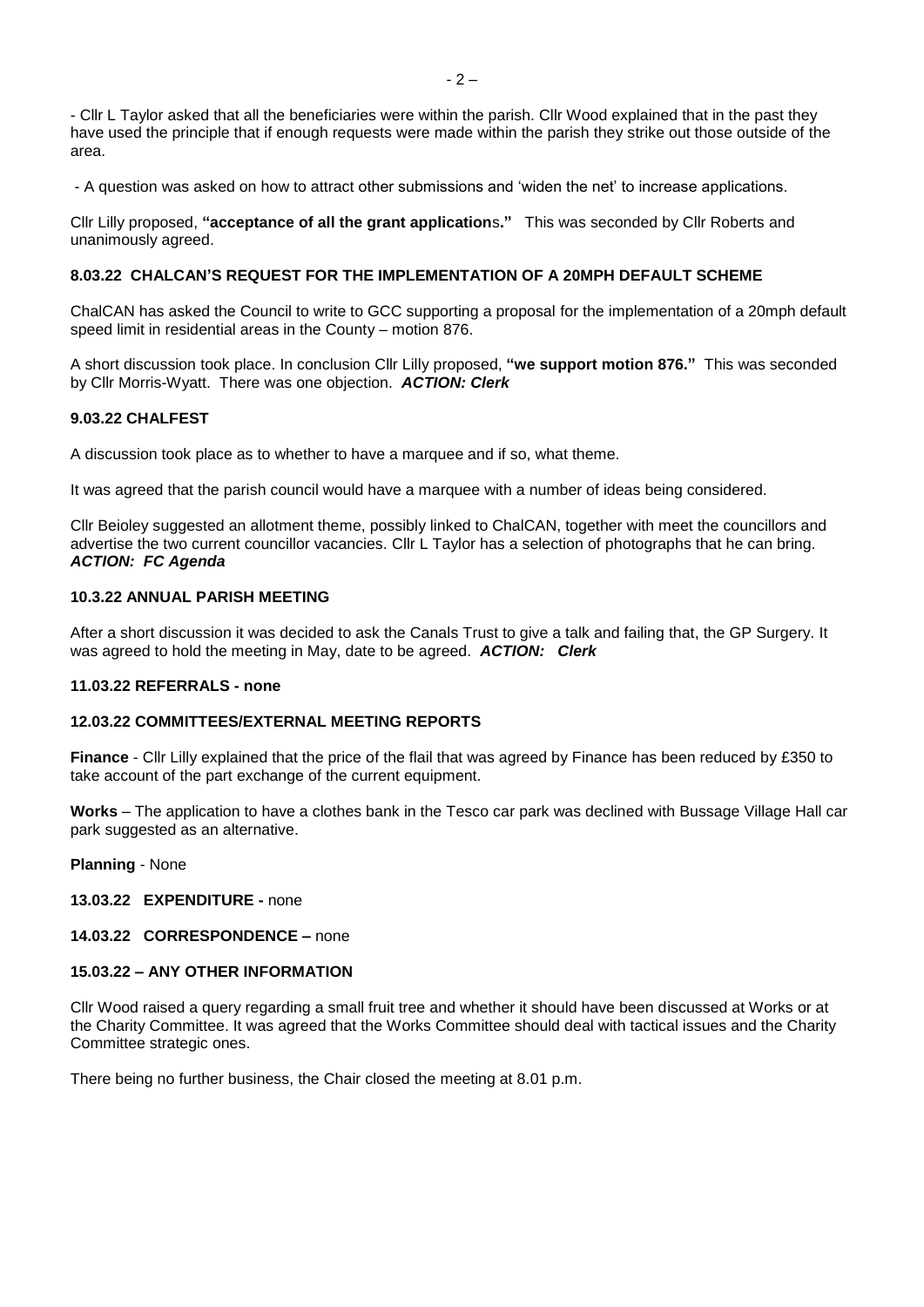- Cllr L Taylor asked that all the beneficiaries were within the parish. Cllr Wood explained that in the past they have used the principle that if enough requests were made within the parish they strike out those outside of the area.

- A question was asked on how to attract other submissions and 'widen the net' to increase applications.

Cllr Lilly proposed, **"acceptance of all the grant applications."** This was seconded by Cllr Roberts and unanimously agreed.

### 8.03.22 CHALCAN'S REQUEST FOR THE IMPLEMENTATION OF A 20MPH DEFAULT SCHEME

ChalCAN has asked the Council to write to GCC supporting a proposal for the implementation of a 20mph default speed limit in residential areas in the County – motion 876.

A short discussion took place. In conclusion Cllr Lilly proposed, **"we support motion 876."** This was seconded by Cllr Morris-Wyatt. There was one objection. ***ACTION: Clerk***

### 9.03.22 CHALFEST

A discussion took place as to whether to have a marquee and if so, what theme.

It was agreed that the parish council would have a marquee with a number of ideas being considered.

Cllr Beioley suggested an allotment theme, possibly linked to ChalCAN, together with meet the councillors and advertise the two current councillor vacancies. Cllr L Taylor has a selection of photographs that he can bring. ***ACTION: FC Agenda***

### 10.3.22 ANNUAL PARISH MEETING

After a short discussion it was decided to ask the Canals Trust to give a talk and failing that, the GP Surgery. It was agreed to hold the meeting in May, date to be agreed. ***ACTION: Clerk***

### 11.03.22 REFERRALS - none

### 12.03.22 COMMITTEES/EXTERNAL MEETING REPORTS

**Finance** - Cllr Lilly explained that the price of the flail that was agreed by Finance has been reduced by £350 to take account of the part exchange of the current equipment.

**Works** – The application to have a clothes bank in the Tesco car park was declined with Bussage Village Hall car park suggested as an alternative.

**Planning** - None

### 13.03.22 EXPENDITURE - none

### 14.03.22 CORRESPONDENCE – none

### 15.03.22 – ANY OTHER INFORMATION

Cllr Wood raised a query regarding a small fruit tree and whether it should have been discussed at Works or at the Charity Committee. It was agreed that the Works Committee should deal with tactical issues and the Charity Committee strategic ones.

There being no further business, the Chair closed the meeting at 8.01 p.m.